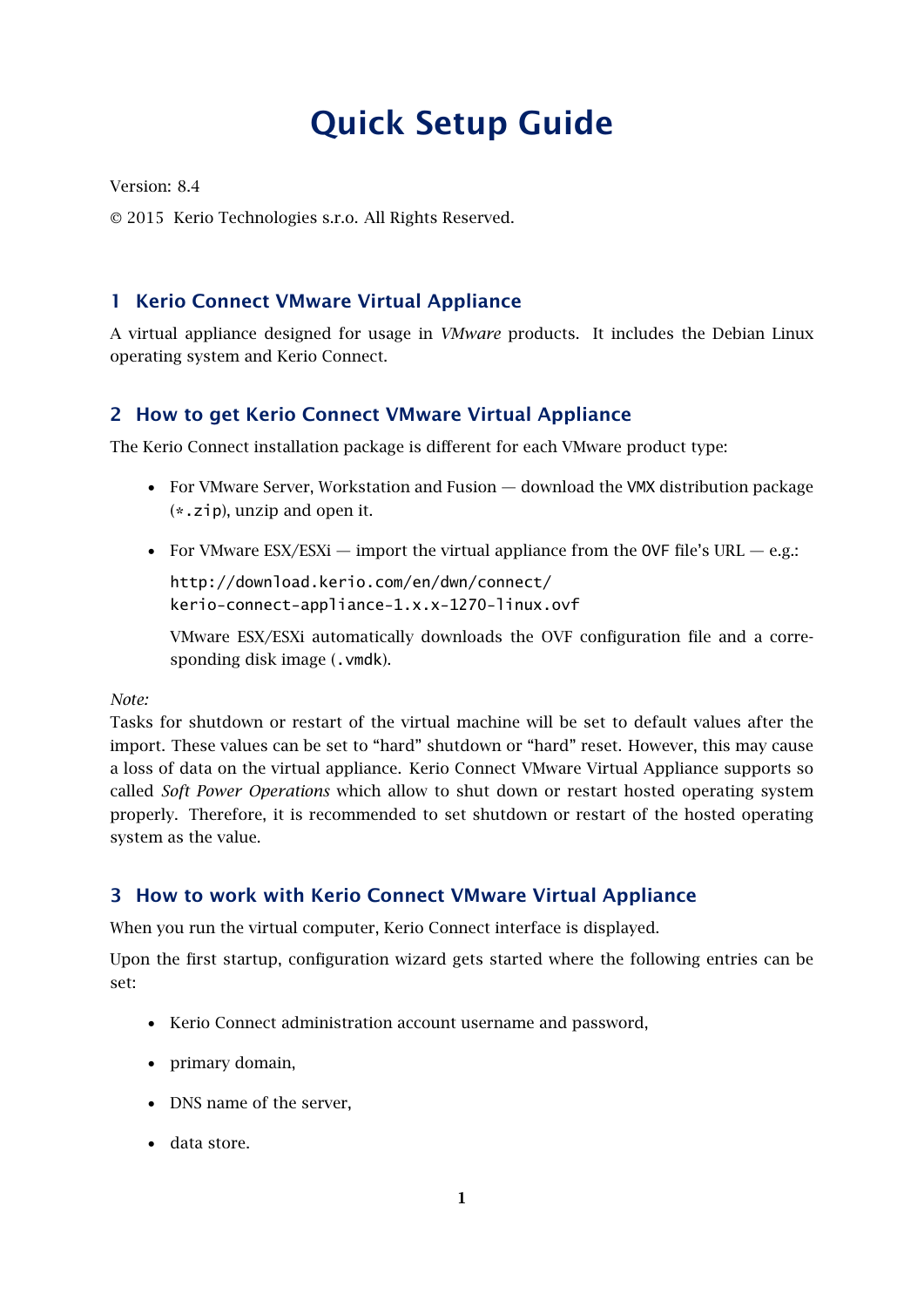# Quick Setup Guide

Version: 8.4

© 2015 Kerio Technologies s.r.o. All Rights Reserved.

## 1 Kerio Connect VMware Virtual Appliance

A virtual appliance designed for usage in *VMware* products. It includes the Debian Linux operating system and Kerio Connect.

## 2 How to get Kerio Connect VMware Virtual Appliance

The Kerio Connect installation package is different for each VMware product type:

- For VMware Server, Workstation and Fusion — download the `VMX` distribution package (`*.zip`), unzip and open it.
- For VMware ESX/ESXi — import the virtual appliance from the `OVF` file's URL — e.g.:

  `http://download.kerio.com/en/dwn/connect/`
  `kerio-connect-appliance-1.x.x-1270-linux.ovf`

  VMware ESX/ESXi automatically downloads the OVF configuration file and a corresponding disk image (`.vmdk`).

*Note:*
Tasks for shutdown or restart of the virtual machine will be set to default values after the import. These values can be set to "hard" shutdown or "hard" reset. However, this may cause a loss of data on the virtual appliance. Kerio Connect VMware Virtual Appliance supports so called *Soft Power Operations* which allow to shut down or restart hosted operating system properly. Therefore, it is recommended to set shutdown or restart of the hosted operating system as the value.

## 3 How to work with Kerio Connect VMware Virtual Appliance

When you run the virtual computer, Kerio Connect interface is displayed.

Upon the first startup, configuration wizard gets started where the following entries can be set:

- Kerio Connect administration account username and password,
- primary domain,
- DNS name of the server,
- data store.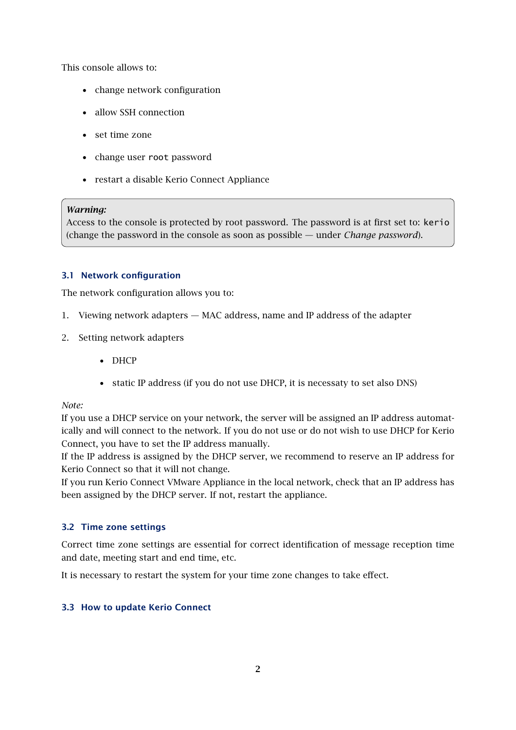This console allows to:

- change network configuration
- allow SSH connection
- set time zone
- change user `root` password
- restart a disable Kerio Connect Appliance

> ***Warning:***
> Access to the console is protected by root password. The password is at first set to: `kerio` (change the password in the console as soon as possible — under *Change password*).

## 3.1 Network configuration

The network configuration allows you to:

1. Viewing network adapters — MAC address, name and IP address of the adapter
2. Setting network adapters
   - DHCP
   - static IP address (if you do not use DHCP, it is necessaty to set also DNS)

*Note:*
If you use a DHCP service on your network, the server will be assigned an IP address automatically and will connect to the network. If you do not use or do not wish to use DHCP for Kerio Connect, you have to set the IP address manually.
If the IP address is assigned by the DHCP server, we recommend to reserve an IP address for Kerio Connect so that it will not change.
If you run Kerio Connect VMware Appliance in the local network, check that an IP address has been assigned by the DHCP server. If not, restart the appliance.

## 3.2 Time zone settings

Correct time zone settings are essential for correct identification of message reception time and date, meeting start and end time, etc.

It is necessary to restart the system for your time zone changes to take effect.

## 3.3 How to update Kerio Connect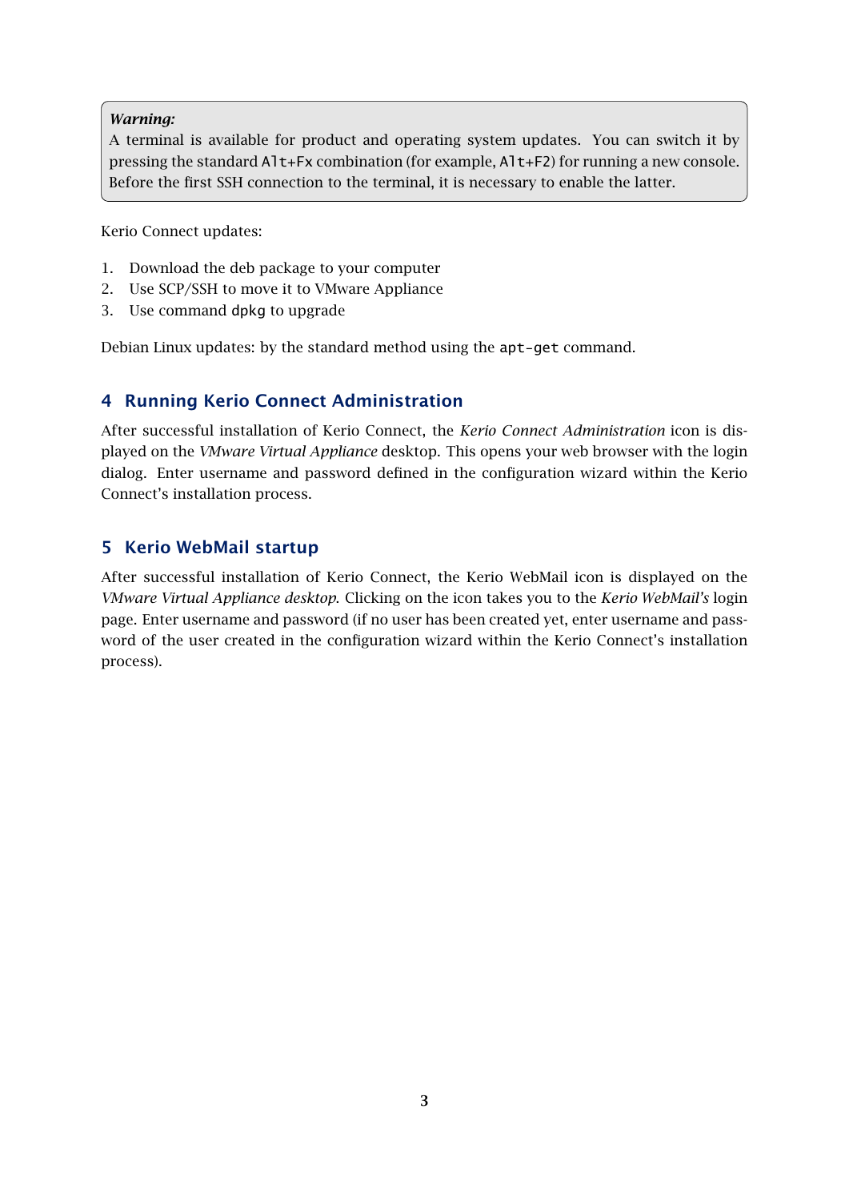> ***Warning:***
> A terminal is available for product and operating system updates. You can switch it by pressing the standard `Alt+Fx` combination (for example, `Alt+F2`) for running a new console. Before the first SSH connection to the terminal, it is necessary to enable the latter.

Kerio Connect updates:

1. Download the deb package to your computer
2. Use SCP/SSH to move it to VMware Appliance
3. Use command `dpkg` to upgrade

Debian Linux updates: by the standard method using the `apt-get` command.

## 4 Running Kerio Connect Administration

After successful installation of Kerio Connect, the *Kerio Connect Administration* icon is displayed on the *VMware Virtual Appliance* desktop. This opens your web browser with the login dialog. Enter username and password defined in the configuration wizard within the Kerio Connect's installation process.

## 5 Kerio WebMail startup

After successful installation of Kerio Connect, the Kerio WebMail icon is displayed on the *VMware Virtual Appliance desktop*. Clicking on the icon takes you to the *Kerio WebMail's* login page. Enter username and password (if no user has been created yet, enter username and password of the user created in the configuration wizard within the Kerio Connect's installation process).